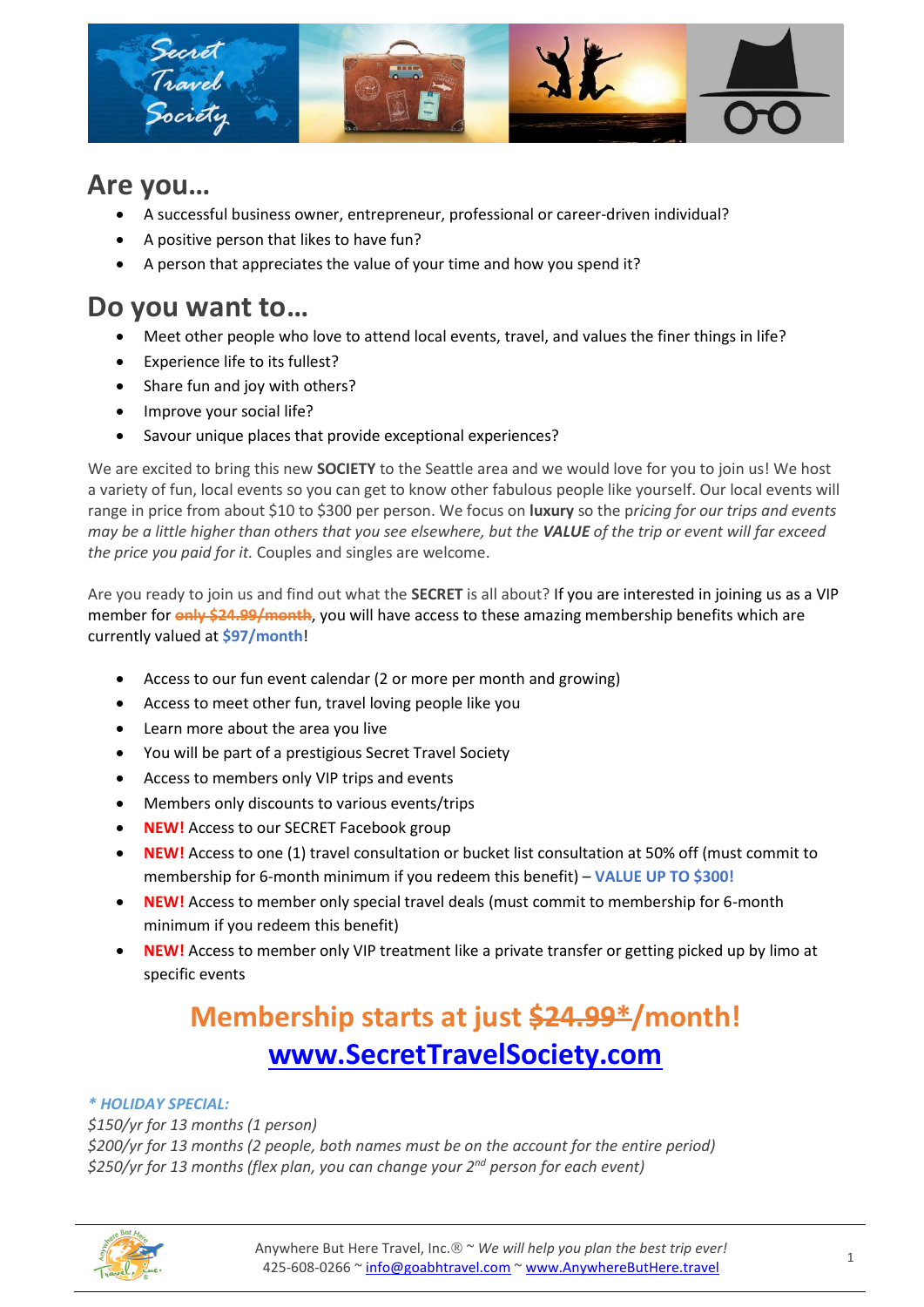## Are you…

- A successful business owner, entrepreneur, professional or career-driven individual?
- A positive person that likes to have fun?
- A person that appreciates the value of your time and how you spend it?

## Do you want to…

- Meet other people who love to attend local events, travel, and values the finer things in life?
- Experience life to its fullest?
- Share fun and joy with others?
- Improve your social life?
- Savour unique places that provide exceptional experiences?

We are excited to bring this new **SOCIETY** to the Seattle area and we would love for you to join us! We host a variety of fun, local events so you can get to know other fabulous people like yourself. Our local events will range in price from about $10 to $300 per person. We focus on **luxury** so the p*ricing for our trips and events may be a little higher than others that you see elsewhere, but the **VALUE** of the trip or event will far exceed the price you paid for it.* Couples and singles are welcome.

Are you ready to join us and find out what the **SECRET** is all about? If you are interested in joining us as a VIP member for ~~only $24.99/month~~, you will have access to these amazing membership benefits which are currently valued at **$97/month**!

- Access to our fun event calendar (2 or more per month and growing)
- Access to meet other fun, travel loving people like you
- Learn more about the area you live
- You will be part of a prestigious Secret Travel Society
- Access to members only VIP trips and events
- Members only discounts to various events/trips
- **NEW!** Access to our SECRET Facebook group
- **NEW!** Access to one (1) travel consultation or bucket list consultation at 50% off (must commit to membership for 6-month minimum if you redeem this benefit) – **VALUE UP TO $300!**
- **NEW!** Access to member only special travel deals (must commit to membership for 6-month minimum if you redeem this benefit)
- **NEW!** Access to member only VIP treatment like a private transfer or getting picked up by limo at specific events

## Membership starts at just ~~$24.99*~~/month!

## www.SecretTravelSociety.com

***\* HOLIDAY SPECIAL:***
*$150/yr for 13 months (1 person)*
*$200/yr for 13 months (2 people, both names must be on the account for the entire period)*
*$250/yr for 13 months (flex plan, you can change your 2nd person for each event)*

Anywhere But Here Travel, Inc.® ~ *We will help you plan the best trip ever!*
425-608-0266 ~ info@goabhtravel.com ~ www.AnywhereButHere.travel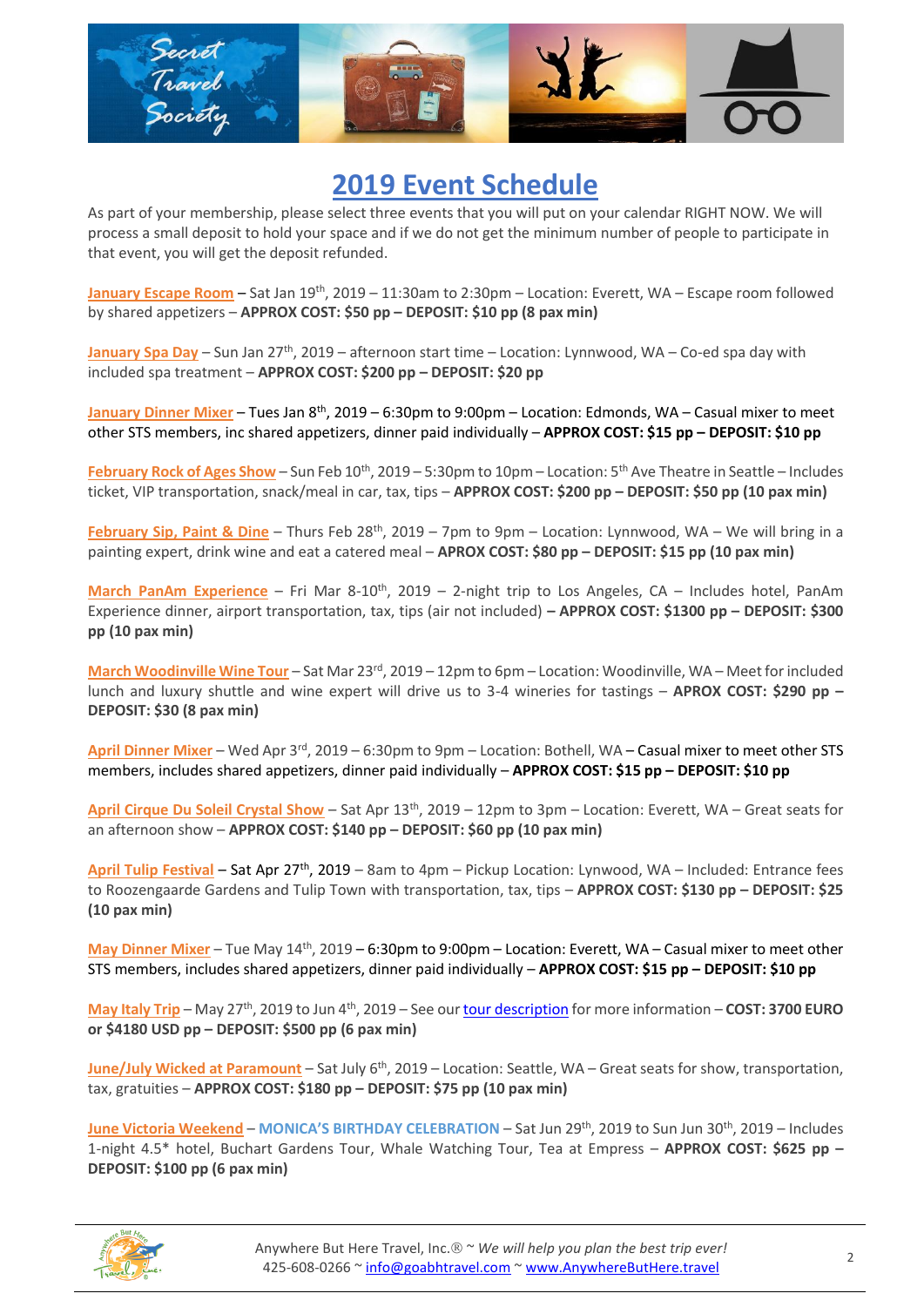# 2019 Event Schedule

As part of your membership, please select three events that you will put on your calendar RIGHT NOW. We will process a small deposit to hold your space and if we do not get the minimum number of people to participate in that event, you will get the deposit refunded.

**January Escape Room** – Sat Jan 19th, 2019 – 11:30am to 2:30pm – Location: Everett, WA – Escape room followed by shared appetizers – **APPROX COST: $50 pp – DEPOSIT: $10 pp (8 pax min)**

**January Spa Day** – Sun Jan 27th, 2019 – afternoon start time – Location: Lynnwood, WA – Co-ed spa day with included spa treatment – **APPROX COST: $200 pp – DEPOSIT: $20 pp**

**January Dinner Mixer** – Tues Jan 8th, 2019 – 6:30pm to 9:00pm – Location: Edmonds, WA – Casual mixer to meet other STS members, inc shared appetizers, dinner paid individually – **APPROX COST: $15 pp – DEPOSIT: $10 pp**

**February Rock of Ages Show** – Sun Feb 10th, 2019 – 5:30pm to 10pm – Location: 5th Ave Theatre in Seattle – Includes ticket, VIP transportation, snack/meal in car, tax, tips – **APPROX COST: $200 pp – DEPOSIT: $50 pp (10 pax min)**

**February Sip, Paint & Dine** – Thurs Feb 28th, 2019 – 7pm to 9pm – Location: Lynnwood, WA – We will bring in a painting expert, drink wine and eat a catered meal – **APROX COST: $80 pp – DEPOSIT: $15 pp (10 pax min)**

**March PanAm Experience** – Fri Mar 8-10th, 2019 – 2-night trip to Los Angeles, CA – Includes hotel, PanAm Experience dinner, airport transportation, tax, tips (air not included) **– APPROX COST: $1300 pp – DEPOSIT: $300 pp (10 pax min)**

**March Woodinville Wine Tour** – Sat Mar 23rd, 2019 – 12pm to 6pm – Location: Woodinville, WA – Meet for included lunch and luxury shuttle and wine expert will drive us to 3-4 wineries for tastings – **APROX COST: $290 pp – DEPOSIT: $30 (8 pax min)**

**April Dinner Mixer** – Wed Apr 3rd, 2019 – 6:30pm to 9pm – Location: Bothell, WA – Casual mixer to meet other STS members, includes shared appetizers, dinner paid individually – **APPROX COST: $15 pp – DEPOSIT: $10 pp**

**April Cirque Du Soleil Crystal Show** – Sat Apr 13th, 2019 – 12pm to 3pm – Location: Everett, WA – Great seats for an afternoon show – **APPROX COST: $140 pp – DEPOSIT: $60 pp (10 pax min)**

**April Tulip Festival** – Sat Apr 27th, 2019 – 8am to 4pm – Pickup Location: Lynwood, WA – Included: Entrance fees to Roozengaarde Gardens and Tulip Town with transportation, tax, tips – **APPROX COST: $130 pp – DEPOSIT: $25 (10 pax min)**

**May Dinner Mixer** – Tue May 14th, 2019 – 6:30pm to 9:00pm – Location: Everett, WA – Casual mixer to meet other STS members, includes shared appetizers, dinner paid individually – **APPROX COST: $15 pp – DEPOSIT: $10 pp**

**May Italy Trip** – May 27th, 2019 to Jun 4th, 2019 – See our tour description for more information – **COST: 3700 EURO or $4180 USD pp – DEPOSIT: $500 pp (6 pax min)**

**June/July Wicked at Paramount** – Sat July 6th, 2019 – Location: Seattle, WA – Great seats for show, transportation, tax, gratuities – **APPROX COST: $180 pp – DEPOSIT: $75 pp (10 pax min)**

**June Victoria Weekend** – **MONICA'S BIRTHDAY CELEBRATION** – Sat Jun 29th, 2019 to Sun Jun 30th, 2019 – Includes 1-night 4.5* hotel, Buchart Gardens Tour, Whale Watching Tour, Tea at Empress – **APPROX COST: $625 pp – DEPOSIT: $100 pp (6 pax min)**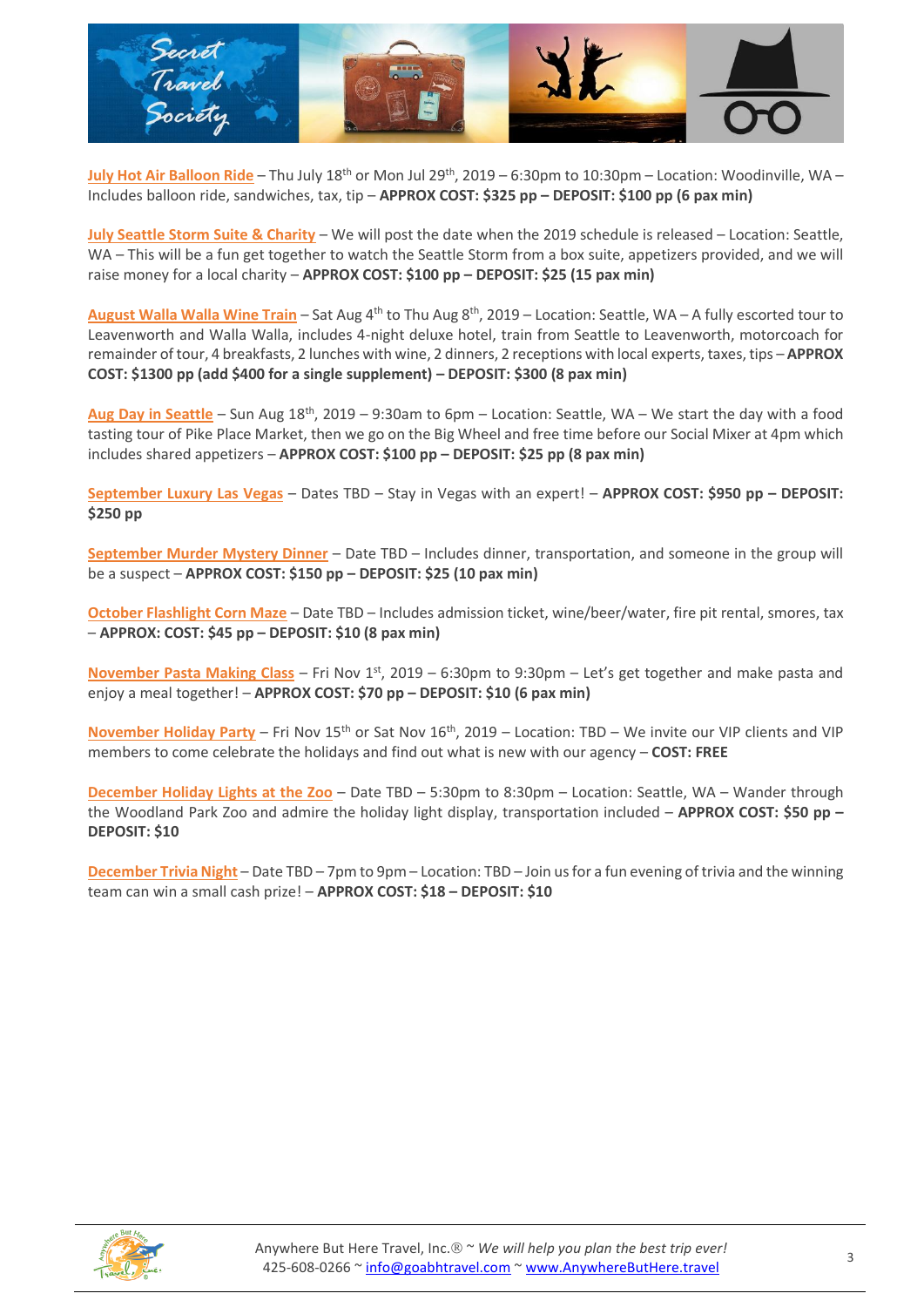**July Hot Air Balloon Ride** – Thu July 18th or Mon Jul 29th, 2019 – 6:30pm to 10:30pm – Location: Woodinville, WA – Includes balloon ride, sandwiches, tax, tip – **APPROX COST: $325 pp – DEPOSIT: $100 pp (6 pax min)**

**July Seattle Storm Suite & Charity** – We will post the date when the 2019 schedule is released – Location: Seattle, WA – This will be a fun get together to watch the Seattle Storm from a box suite, appetizers provided, and we will raise money for a local charity – **APPROX COST: $100 pp – DEPOSIT: $25 (15 pax min)**

**August Walla Walla Wine Train** – Sat Aug 4th to Thu Aug 8th, 2019 – Location: Seattle, WA – A fully escorted tour to Leavenworth and Walla Walla, includes 4-night deluxe hotel, train from Seattle to Leavenworth, motorcoach for remainder of tour, 4 breakfasts, 2 lunches with wine, 2 dinners, 2 receptions with local experts, taxes, tips – **APPROX COST: $1300 pp (add $400 for a single supplement) – DEPOSIT: $300 (8 pax min)**

**Aug Day in Seattle** – Sun Aug 18th, 2019 – 9:30am to 6pm – Location: Seattle, WA – We start the day with a food tasting tour of Pike Place Market, then we go on the Big Wheel and free time before our Social Mixer at 4pm which includes shared appetizers – **APPROX COST: $100 pp – DEPOSIT: $25 pp (8 pax min)**

**September Luxury Las Vegas** – Dates TBD – Stay in Vegas with an expert! – **APPROX COST: $950 pp – DEPOSIT: $250 pp**

**September Murder Mystery Dinner** – Date TBD – Includes dinner, transportation, and someone in the group will be a suspect – **APPROX COST: $150 pp – DEPOSIT: $25 (10 pax min)**

**October Flashlight Corn Maze** – Date TBD – Includes admission ticket, wine/beer/water, fire pit rental, smores, tax – **APPROX: COST: $45 pp – DEPOSIT: $10 (8 pax min)**

**November Pasta Making Class** – Fri Nov 1st, 2019 – 6:30pm to 9:30pm – Let's get together and make pasta and enjoy a meal together! – **APPROX COST: $70 pp – DEPOSIT: $10 (6 pax min)**

**November Holiday Party** – Fri Nov 15th or Sat Nov 16th, 2019 – Location: TBD – We invite our VIP clients and VIP members to come celebrate the holidays and find out what is new with our agency – **COST: FREE**

**December Holiday Lights at the Zoo** – Date TBD – 5:30pm to 8:30pm – Location: Seattle, WA – Wander through the Woodland Park Zoo and admire the holiday light display, transportation included – **APPROX COST: $50 pp – DEPOSIT: $10**

**December Trivia Night** – Date TBD – 7pm to 9pm – Location: TBD – Join us for a fun evening of trivia and the winning team can win a small cash prize! – **APPROX COST: $18 – DEPOSIT: $10**

Anywhere But Here Travel, Inc.® ~ *We will help you plan the best trip ever!*
425-608-0266 ~ info@goabhtravel.com ~ www.AnywhereButHere.travel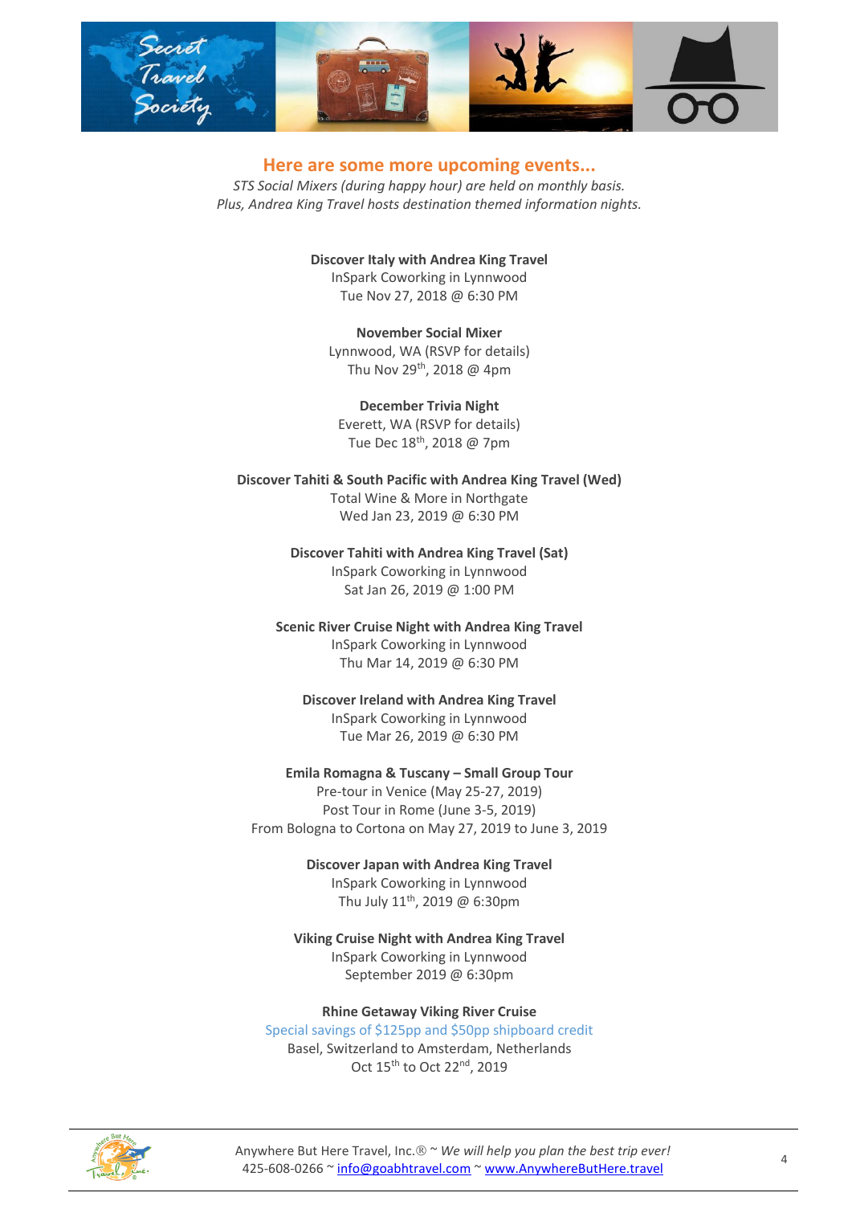## Here are some more upcoming events...

*STS Social Mixers (during happy hour) are held on monthly basis.*
*Plus, Andrea King Travel hosts destination themed information nights.*

**Discover Italy with Andrea King Travel**
InSpark Coworking in Lynnwood
Tue Nov 27, 2018 @ 6:30 PM

**November Social Mixer**
Lynnwood, WA (RSVP for details)
Thu Nov 29th, 2018 @ 4pm

**December Trivia Night**
Everett, WA (RSVP for details)
Tue Dec 18th, 2018 @ 7pm

**Discover Tahiti & South Pacific with Andrea King Travel (Wed)**
Total Wine & More in Northgate
Wed Jan 23, 2019 @ 6:30 PM

**Discover Tahiti with Andrea King Travel (Sat)**
InSpark Coworking in Lynnwood
Sat Jan 26, 2019 @ 1:00 PM

**Scenic River Cruise Night with Andrea King Travel**
InSpark Coworking in Lynnwood
Thu Mar 14, 2019 @ 6:30 PM

**Discover Ireland with Andrea King Travel**
InSpark Coworking in Lynnwood
Tue Mar 26, 2019 @ 6:30 PM

**Emila Romagna & Tuscany – Small Group Tour**
Pre-tour in Venice (May 25-27, 2019)
Post Tour in Rome (June 3-5, 2019)
From Bologna to Cortona on May 27, 2019 to June 3, 2019

**Discover Japan with Andrea King Travel**
InSpark Coworking in Lynnwood
Thu July 11th, 2019 @ 6:30pm

**Viking Cruise Night with Andrea King Travel**
InSpark Coworking in Lynnwood
September 2019 @ 6:30pm

**Rhine Getaway Viking River Cruise**
Special savings of $125pp and $50pp shipboard credit
Basel, Switzerland to Amsterdam, Netherlands
Oct 15th to Oct 22nd, 2019

Anywhere But Here Travel, Inc.® ~ *We will help you plan the best trip ever!*
425-608-0266 ~ info@goabhtravel.com ~ www.AnywhereButHere.travel